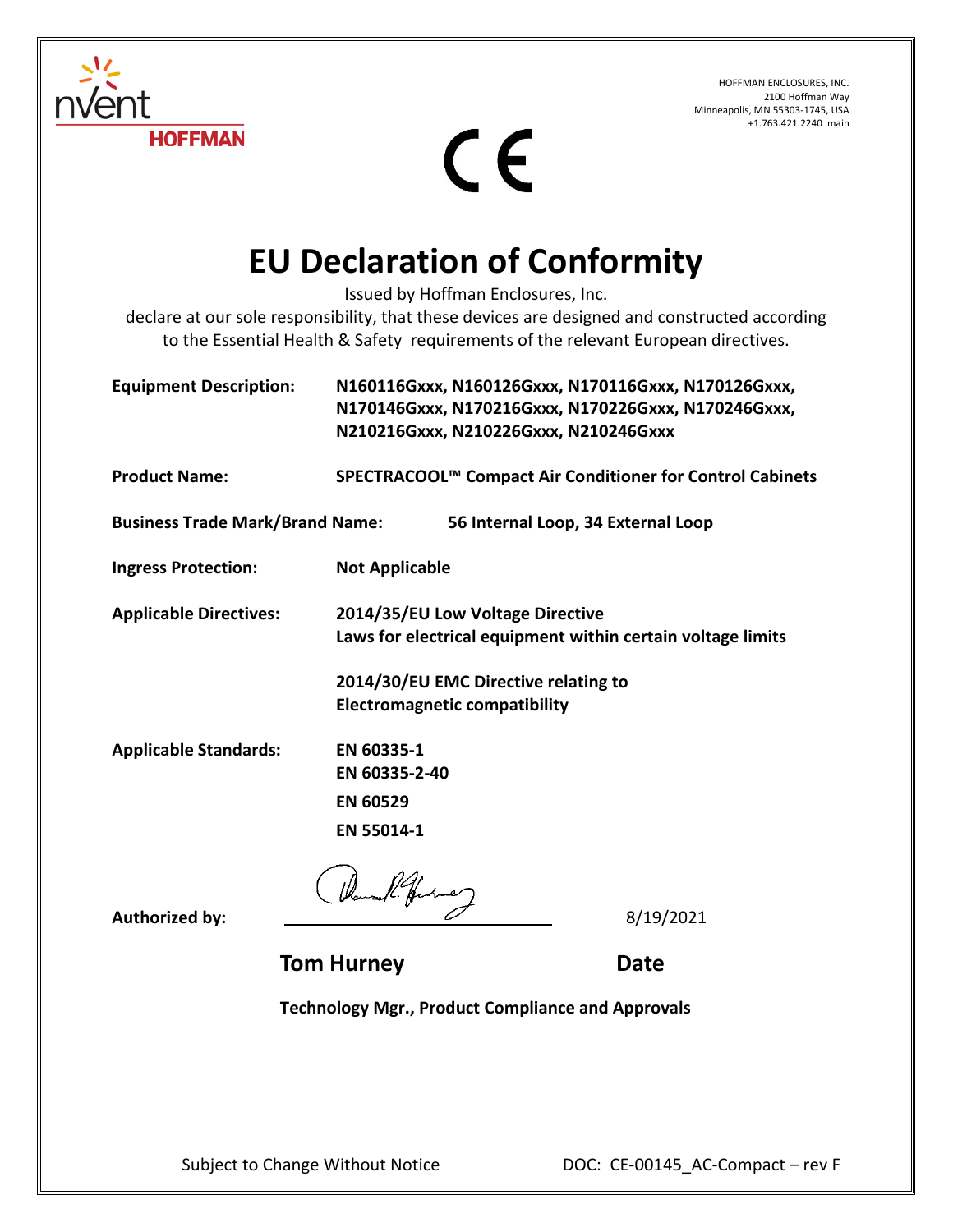HOFFMAN ENCLOSURES, INC.
2100 Hoffman Way
Minneapolis, MN 55303-1745, USA
+1.763.421.2240 main

CE

# EU Declaration of Conformity

Issued by Hoffman Enclosures, Inc.
declare at our sole responsibility, that these devices are designed and constructed according to the Essential Health & Safety requirements of the relevant European directives.

**Equipment Description:** **N160116Gxxx, N160126Gxxx, N170116Gxxx, N170126Gxxx, N170146Gxxx, N170216Gxxx, N170226Gxxx, N170246Gxxx, N210216Gxxx, N210226Gxxx, N210246Gxxx**

**Product Name:** **SPECTRACOOL™ Compact Air Conditioner for Control Cabinets**

**Business Trade Mark/Brand Name:** **56 Internal Loop, 34 External Loop**

**Ingress Protection:** **Not Applicable**

**Applicable Directives:**
**2014/35/EU Low Voltage Directive**
**Laws for electrical equipment within certain voltage limits**

**2014/30/EU EMC Directive relating to**
**Electromagnetic compatibility**

**Applicable Standards:**
**EN 60335-1**
**EN 60335-2-40**
**EN 60529**
**EN 55014-1**

**Authorized by:** ______________________ 8/19/2021

**Tom Hurney** **Date**

**Technology Mgr., Product Compliance and Approvals**

Subject to Change Without Notice DOC: CE-00145_AC-Compact – rev F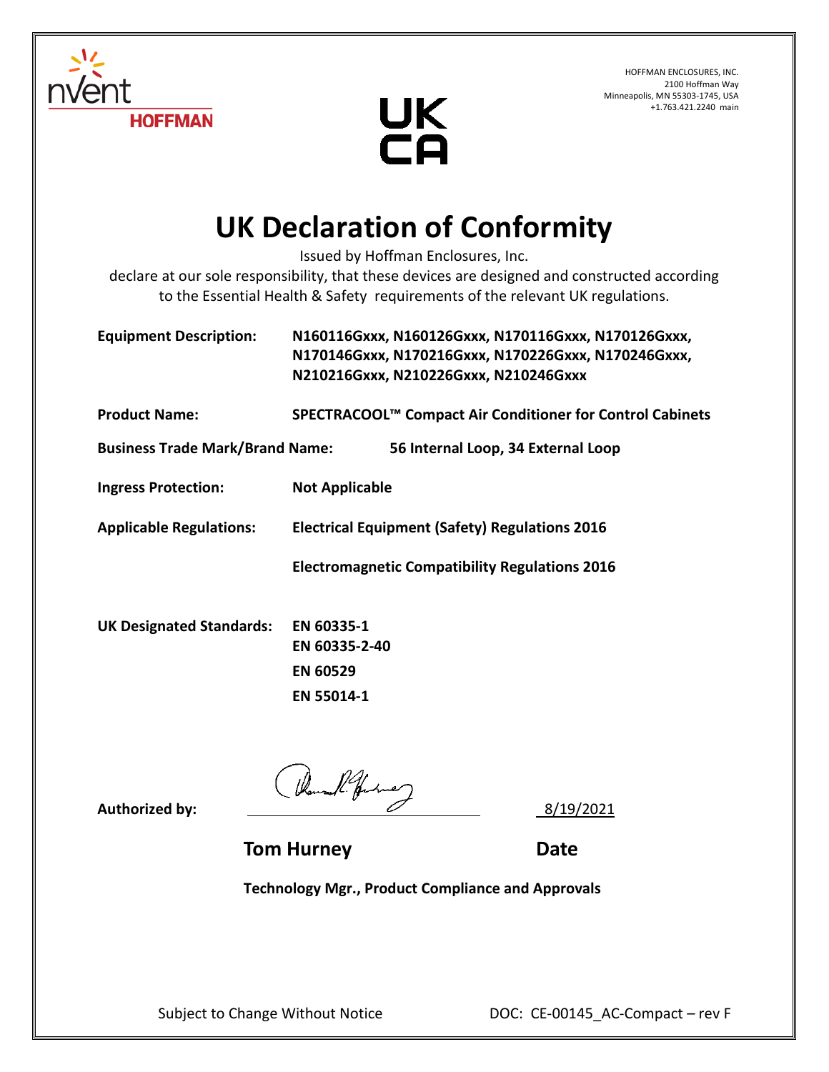HOFFMAN ENCLOSURES, INC.
2100 Hoffman Way
Minneapolis, MN 55303-1745, USA
+1.763.421.2240 main

UK
CA

# UK Declaration of Conformity

Issued by Hoffman Enclosures, Inc.
declare at our sole responsibility, that these devices are designed and constructed according to the Essential Health & Safety requirements of the relevant UK regulations.

**Equipment Description:** **N160116Gxxx, N160126Gxxx, N170116Gxxx, N170126Gxxx, N170146Gxxx, N170216Gxxx, N170226Gxxx, N170246Gxxx, N210216Gxxx, N210226Gxxx, N210246Gxxx**

**Product Name:** **SPECTRACOOL™ Compact Air Conditioner for Control Cabinets**

**Business Trade Mark/Brand Name:** **56 Internal Loop, 34 External Loop**

**Ingress Protection:** **Not Applicable**

**Applicable Regulations:** **Electrical Equipment (Safety) Regulations 2016**

**Electromagnetic Compatibility Regulations 2016**

**UK Designated Standards:** **EN 60335-1**
**EN 60335-2-40**
**EN 60529**
**EN 55014-1**

**Authorized by:** ______________________ 8/19/2021

**Tom Hurney** **Date**

**Technology Mgr., Product Compliance and Approvals**

Subject to Change Without Notice DOC: CE-00145_AC-Compact – rev F